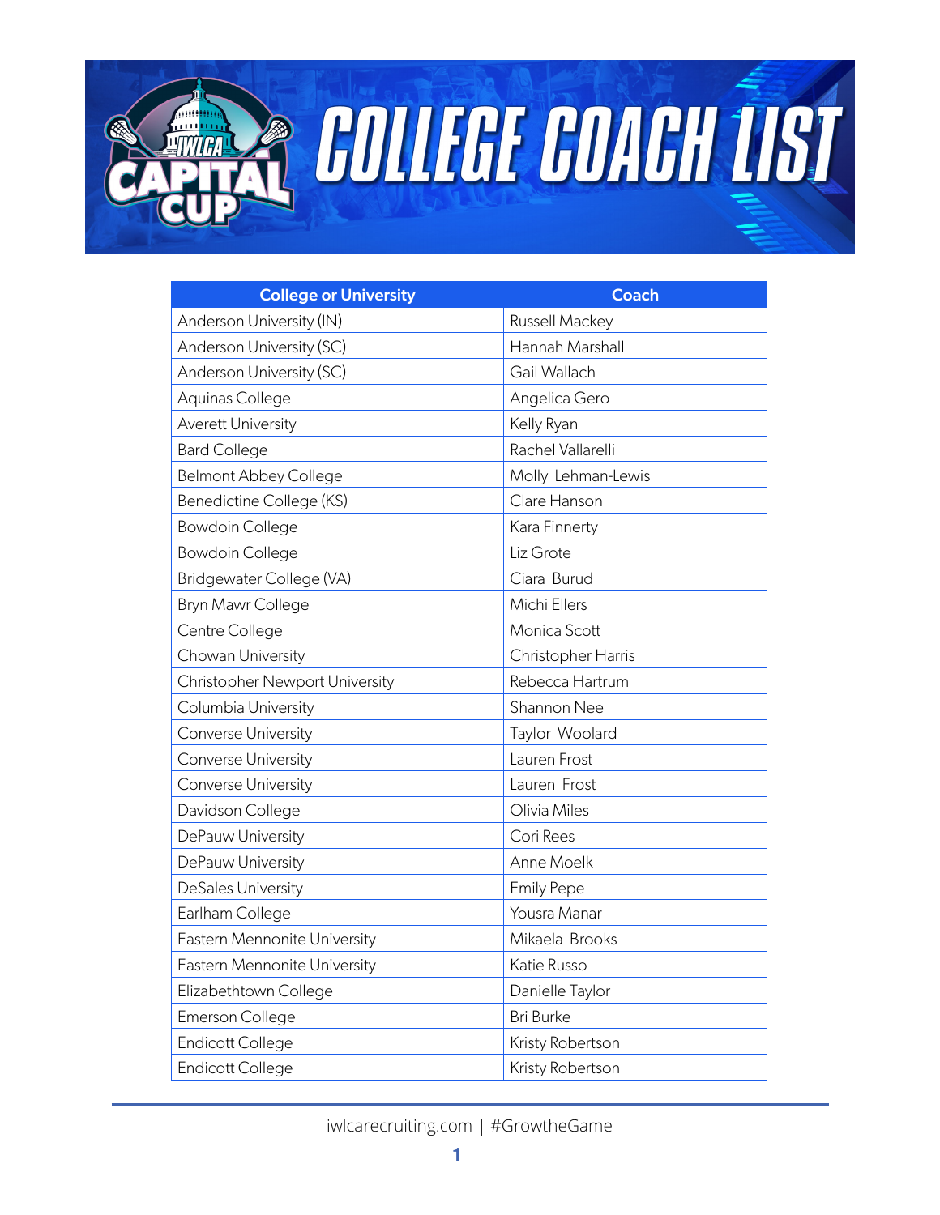# COLLEGE COACH LIST

| College or University | Coach |
| --- | --- |
| Anderson University (IN) | Russell Mackey |
| Anderson University (SC) | Hannah Marshall |
| Anderson University (SC) | Gail Wallach |
| Aquinas College | Angelica Gero |
| Averett University | Kelly Ryan |
| Bard College | Rachel Vallarelli |
| Belmont Abbey College | Molly Lehman-Lewis |
| Benedictine College (KS) | Clare Hanson |
| Bowdoin College | Kara Finnerty |
| Bowdoin College | Liz Grote |
| Bridgewater College (VA) | Ciara Burud |
| Bryn Mawr College | Michi Ellers |
| Centre College | Monica Scott |
| Chowan University | Christopher Harris |
| Christopher Newport University | Rebecca Hartrum |
| Columbia University | Shannon Nee |
| Converse University | Taylor Woolard |
| Converse University | Lauren Frost |
| Converse University | Lauren Frost |
| Davidson College | Olivia Miles |
| DePauw University | Cori Rees |
| DePauw University | Anne Moelk |
| DeSales University | Emily Pepe |
| Earlham College | Yousra Manar |
| Eastern Mennonite University | Mikaela Brooks |
| Eastern Mennonite University | Katie Russo |
| Elizabethtown College | Danielle Taylor |
| Emerson College | Bri Burke |
| Endicott College | Kristy Robertson |
| Endicott College | Kristy Robertson |

iwlcarecruiting.com | #GrowtheGame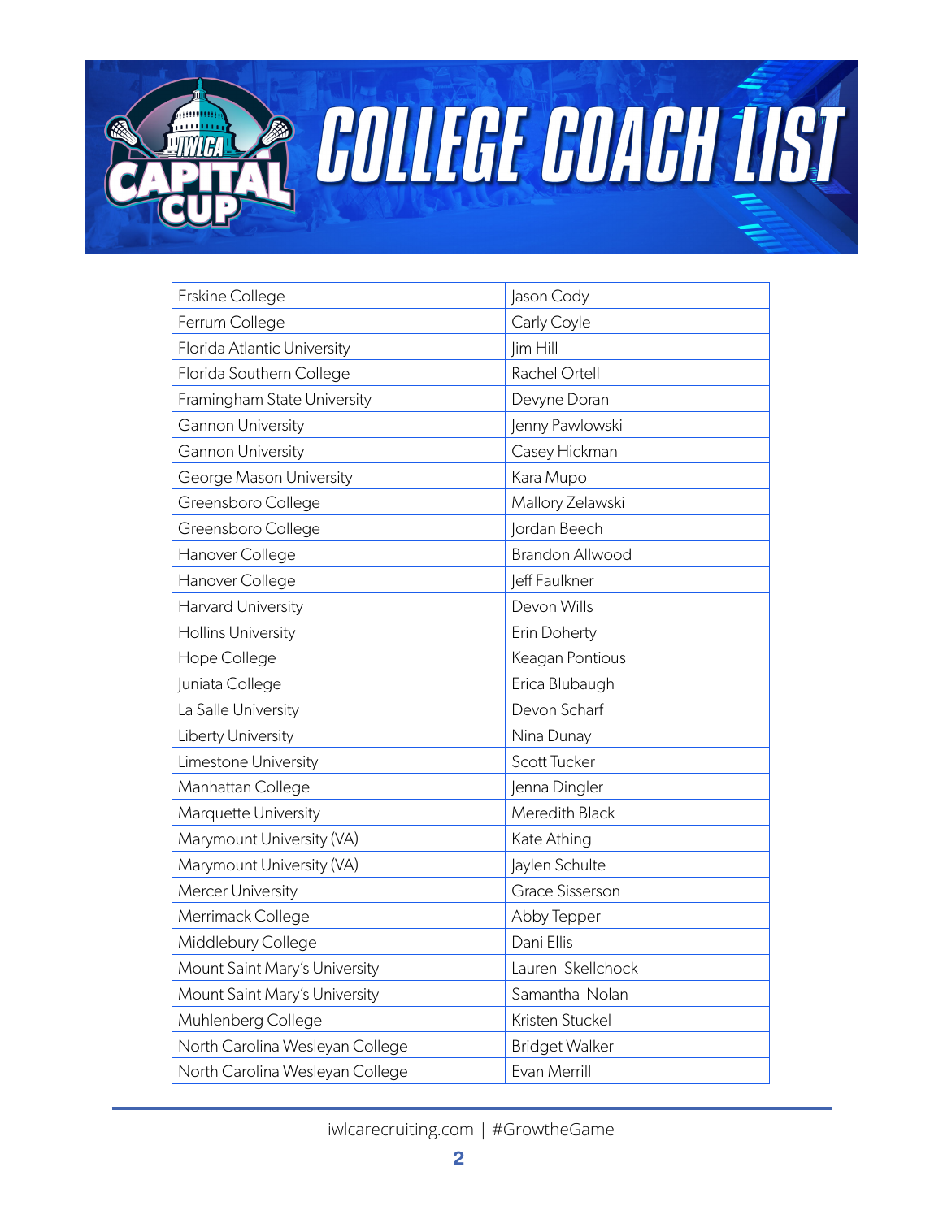# COLLEGE COACH LIST

| | |
|---|---|
| Erskine College | Jason Cody |
| Ferrum College | Carly Coyle |
| Florida Atlantic University | Jim Hill |
| Florida Southern College | Rachel Ortell |
| Framingham State University | Devyne Doran |
| Gannon University | Jenny Pawlowski |
| Gannon University | Casey Hickman |
| George Mason University | Kara Mupo |
| Greensboro College | Mallory Zelawski |
| Greensboro College | Jordan Beech |
| Hanover College | Brandon Allwood |
| Hanover College | Jeff Faulkner |
| Harvard University | Devon Wills |
| Hollins University | Erin Doherty |
| Hope College | Keagan Pontious |
| Juniata College | Erica Blubaugh |
| La Salle University | Devon Scharf |
| Liberty University | Nina Dunay |
| Limestone University | Scott Tucker |
| Manhattan College | Jenna Dingler |
| Marquette University | Meredith Black |
| Marymount University (VA) | Kate Athing |
| Marymount University (VA) | Jaylen Schulte |
| Mercer University | Grace Sisserson |
| Merrimack College | Abby Tepper |
| Middlebury College | Dani Ellis |
| Mount Saint Mary's University | Lauren Skellchock |
| Mount Saint Mary's University | Samantha Nolan |
| Muhlenberg College | Kristen Stuckel |
| North Carolina Wesleyan College | Bridget Walker |
| North Carolina Wesleyan College | Evan Merrill |

iwlcarecruiting.com | #GrowtheGame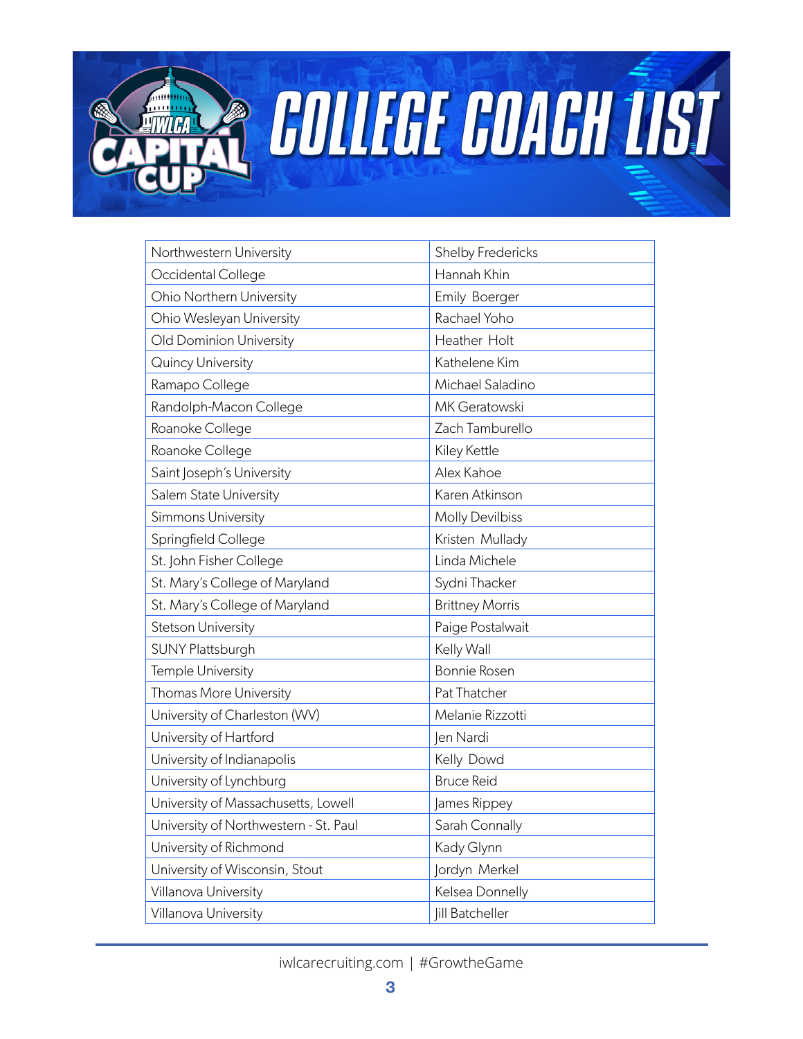# COLLEGE COACH LIST

| | |
|---|---|
| Northwestern University | Shelby Fredericks |
| Occidental College | Hannah Khin |
| Ohio Northern University | Emily Boerger |
| Ohio Wesleyan University | Rachael Yoho |
| Old Dominion University | Heather Holt |
| Quincy University | Kathelene Kim |
| Ramapo College | Michael Saladino |
| Randolph-Macon College | MK Geratowski |
| Roanoke College | Zach Tamburello |
| Roanoke College | Kiley Kettle |
| Saint Joseph's University | Alex Kahoe |
| Salem State University | Karen Atkinson |
| Simmons University | Molly Devilbiss |
| Springfield College | Kristen Mullady |
| St. John Fisher College | Linda Michele |
| St. Mary's College of Maryland | Sydni Thacker |
| St. Mary's College of Maryland | Brittney Morris |
| Stetson University | Paige Postalwait |
| SUNY Plattsburgh | Kelly Wall |
| Temple University | Bonnie Rosen |
| Thomas More University | Pat Thatcher |
| University of Charleston (WV) | Melanie Rizzotti |
| University of Hartford | Jen Nardi |
| University of Indianapolis | Kelly Dowd |
| University of Lynchburg | Bruce Reid |
| University of Massachusetts, Lowell | James Rippey |
| University of Northwestern - St. Paul | Sarah Connally |
| University of Richmond | Kady Glynn |
| University of Wisconsin, Stout | Jordyn Merkel |
| Villanova University | Kelsea Donnelly |
| Villanova University | Jill Batcheller |

iwlcarecruiting.com | #GrowtheGame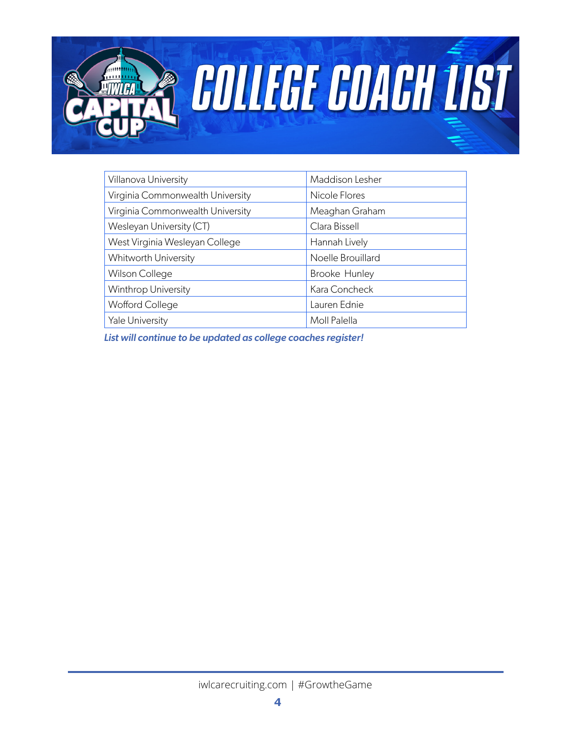# COLLEGE COACH LIST

| | |
|---|---|
| Villanova University | Maddison Lesher |
| Virginia Commonwealth University | Nicole Flores |
| Virginia Commonwealth University | Meaghan Graham |
| Wesleyan University (CT) | Clara Bissell |
| West Virginia Wesleyan College | Hannah Lively |
| Whitworth University | Noelle Brouillard |
| Wilson College | Brooke Hunley |
| Winthrop University | Kara Concheck |
| Wofford College | Lauren Ednie |
| Yale University | Moll Palella |

***List will continue to be updated as college coaches register!***

iwlcarecruiting.com | #GrowtheGame